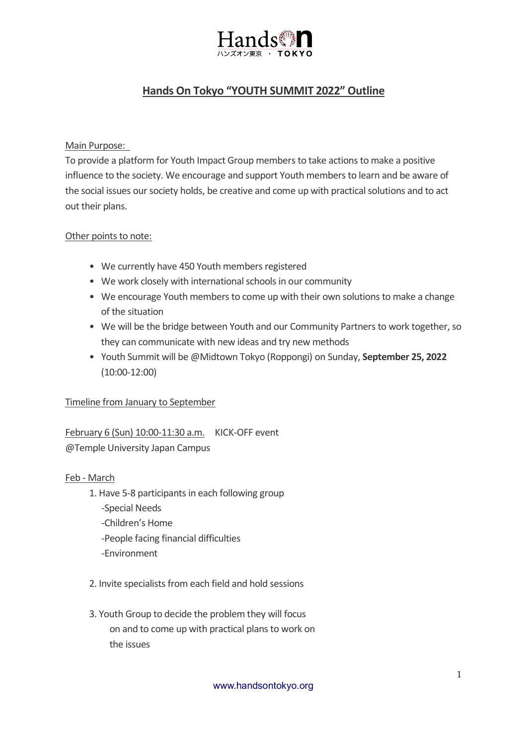Hands On TOKYO

ハンズオン東京 ・ TOKYO

# Hands On Tokyo “YOUTH SUMMIT 2022” Outline

Main Purpose:

To provide a platform for Youth Impact Group members to take actions to make a positive influence to the society. We encourage and support Youth members to learn and be aware of the social issues our society holds, be creative and come up with practical solutions and to act out their plans.

Other points to note:

- We currently have 450 Youth members registered
- We work closely with international schools in our community
- We encourage Youth members to come up with their own solutions to make a change of the situation
- We will be the bridge between Youth and our Community Partners to work together, so they can communicate with new ideas and try new methods
- Youth Summit will be @Midtown Tokyo (Roppongi) on Sunday, **September 25, 2022** (10:00-12:00)

Timeline from January to September

February 6 (Sun) 10:00-11:30 a.m. KICK-OFF event
@Temple University Japan Campus

Feb - March

1. Have 5-8 participants in each following group
   -Special Needs
   -Children’s Home
   -People facing financial difficulties
   -Environment

2. Invite specialists from each field and hold sessions

3. Youth Group to decide the problem they will focus on and to come up with practical plans to work on the issues

www.handsontokyo.org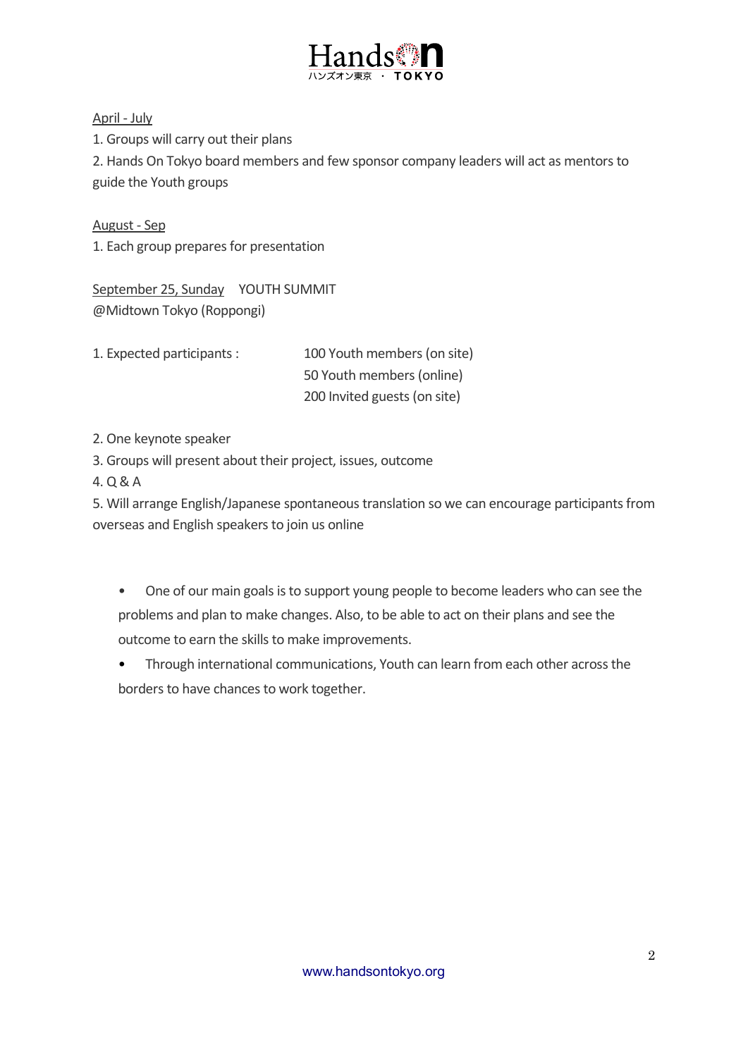<u>April - July</u>

1. Groups will carry out their plans
2. Hands On Tokyo board members and few sponsor company leaders will act as mentors to guide the Youth groups

<u>August - Sep</u>

1. Each group prepares for presentation

<u>September 25, Sunday</u> YOUTH SUMMIT
@Midtown Tokyo (Roppongi)

1. Expected participants :
   - 100 Youth members (on site)
   - 50 Youth members (online)
   - 200 Invited guests (on site)
2. One keynote speaker
3. Groups will present about their project, issues, outcome
4. Q & A
5. Will arrange English/Japanese spontaneous translation so we can encourage participants from overseas and English speakers to join us online

- One of our main goals is to support young people to become leaders who can see the problems and plan to make changes. Also, to be able to act on their plans and see the outcome to earn the skills to make improvements.
- Through international communications, Youth can learn from each other across the borders to have chances to work together.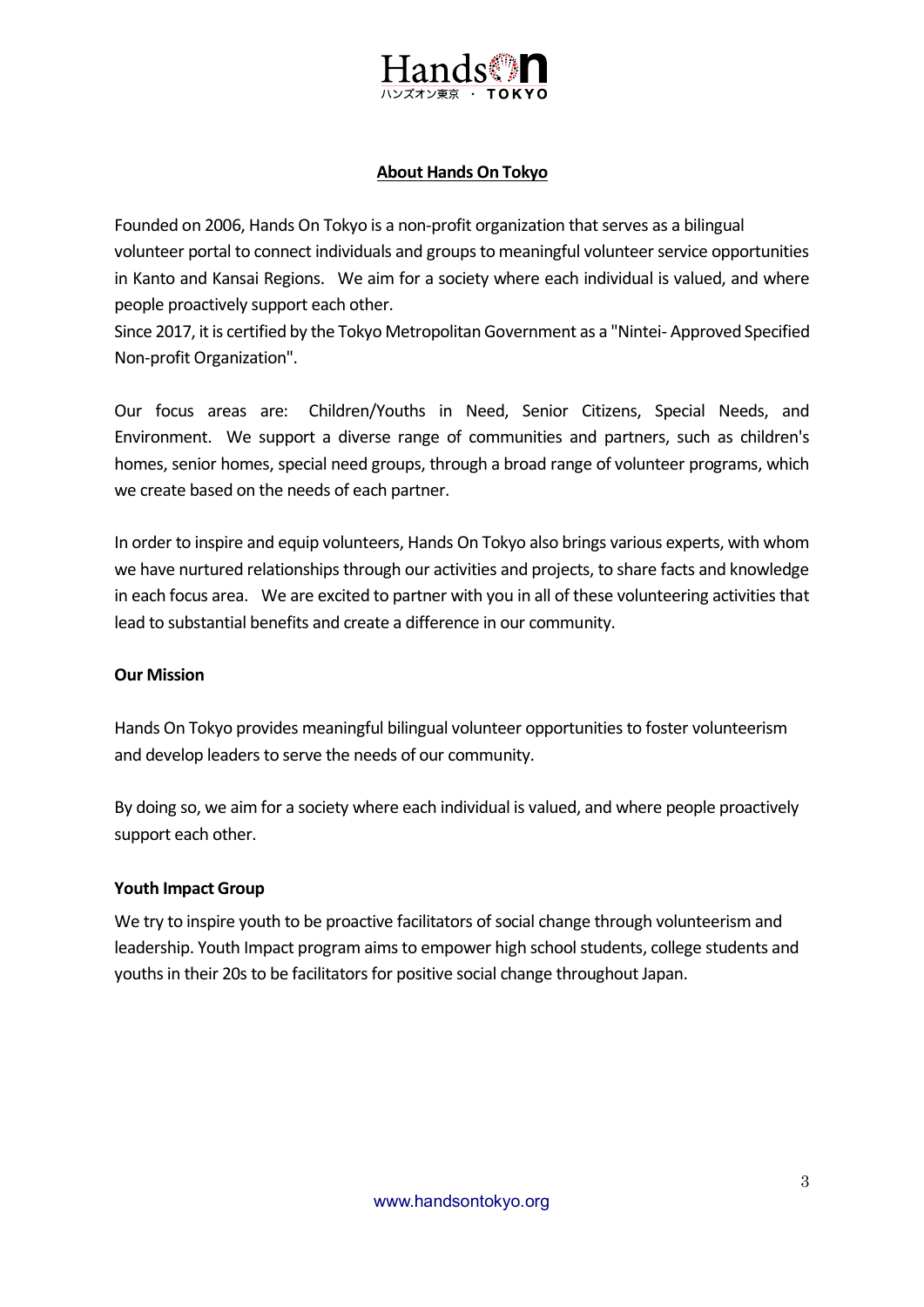## About Hands On Tokyo

Founded on 2006, Hands On Tokyo is a non-profit organization that serves as a bilingual volunteer portal to connect individuals and groups to meaningful volunteer service opportunities in Kanto and Kansai Regions. We aim for a society where each individual is valued, and where people proactively support each other.
Since 2017, it is certified by the Tokyo Metropolitan Government as a "Nintei- Approved Specified Non-profit Organization".

Our focus areas are: Children/Youths in Need, Senior Citizens, Special Needs, and Environment. We support a diverse range of communities and partners, such as children's homes, senior homes, special need groups, through a broad range of volunteer programs, which we create based on the needs of each partner.

In order to inspire and equip volunteers, Hands On Tokyo also brings various experts, with whom we have nurtured relationships through our activities and projects, to share facts and knowledge in each focus area. We are excited to partner with you in all of these volunteering activities that lead to substantial benefits and create a difference in our community.

**Our Mission**

Hands On Tokyo provides meaningful bilingual volunteer opportunities to foster volunteerism and develop leaders to serve the needs of our community.

By doing so, we aim for a society where each individual is valued, and where people proactively support each other.

**Youth Impact Group**

We try to inspire youth to be proactive facilitators of social change through volunteerism and leadership. Youth Impact program aims to empower high school students, college students and youths in their 20s to be facilitators for positive social change throughout Japan.